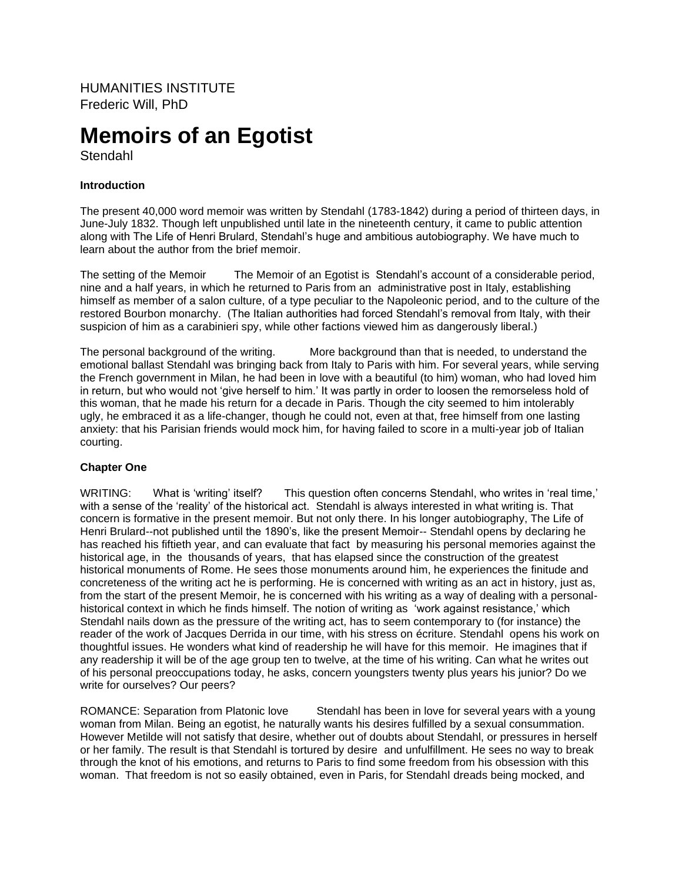HUMANITIES INSTITUTE
Frederic Will, PhD

# Memoirs of an Egotist

Stendahl

**Introduction**

The present 40,000 word memoir was written by Stendahl (1783-1842) during a period of thirteen days, in June-July 1832. Though left unpublished until late in the nineteenth century, it came to public attention along with The Life of Henri Brulard, Stendahl's huge and ambitious autobiography. We have much to learn about the author from the brief memoir.

The setting of the Memoir     The Memoir of an Egotist is Stendahl's account of a considerable period, nine and a half years, in which he returned to Paris from an administrative post in Italy, establishing himself as member of a salon culture, of a type peculiar to the Napoleonic period, and to the culture of the restored Bourbon monarchy. (The Italian authorities had forced Stendahl's removal from Italy, with their suspicion of him as a carabinieri spy, while other factions viewed him as dangerously liberal.)

The personal background of the writing.     More background than that is needed, to understand the emotional ballast Stendahl was bringing back from Italy to Paris with him. For several years, while serving the French government in Milan, he had been in love with a beautiful (to him) woman, who had loved him in return, but who would not 'give herself to him.' It was partly in order to loosen the remorseless hold of this woman, that he made his return for a decade in Paris. Though the city seemed to him intolerably ugly, he embraced it as a life-changer, though he could not, even at that, free himself from one lasting anxiety: that his Parisian friends would mock him, for having failed to score in a multi-year job of Italian courting.

**Chapter One**

WRITING:     What is 'writing' itself?     This question often concerns Stendahl, who writes in 'real time,' with a sense of the 'reality' of the historical act. Stendahl is always interested in what writing is. That concern is formative in the present memoir. But not only there. In his longer autobiography, The Life of Henri Brulard--not published until the 1890's, like the present Memoir-- Stendahl opens by declaring he has reached his fiftieth year, and can evaluate that fact by measuring his personal memories against the historical age, in the thousands of years, that has elapsed since the construction of the greatest historical monuments of Rome. He sees those monuments around him, he experiences the finitude and concreteness of the writing act he is performing. He is concerned with writing as an act in history, just as, from the start of the present Memoir, he is concerned with his writing as a way of dealing with a personal-historical context in which he finds himself. The notion of writing as 'work against resistance,' which Stendahl nails down as the pressure of the writing act, has to seem contemporary to (for instance) the reader of the work of Jacques Derrida in our time, with his stress on écriture. Stendahl opens his work on thoughtful issues. He wonders what kind of readership he will have for this memoir. He imagines that if any readership it will be of the age group ten to twelve, at the time of his writing. Can what he writes out of his personal preoccupations today, he asks, concern youngsters twenty plus years his junior? Do we write for ourselves? Our peers?

ROMANCE: Separation from Platonic love     Stendahl has been in love for several years with a young woman from Milan. Being an egotist, he naturally wants his desires fulfilled by a sexual consummation. However Metilde will not satisfy that desire, whether out of doubts about Stendahl, or pressures in herself or her family. The result is that Stendahl is tortured by desire and unfulfillment. He sees no way to break through the knot of his emotions, and returns to Paris to find some freedom from his obsession with this woman. That freedom is not so easily obtained, even in Paris, for Stendahl dreads being mocked, and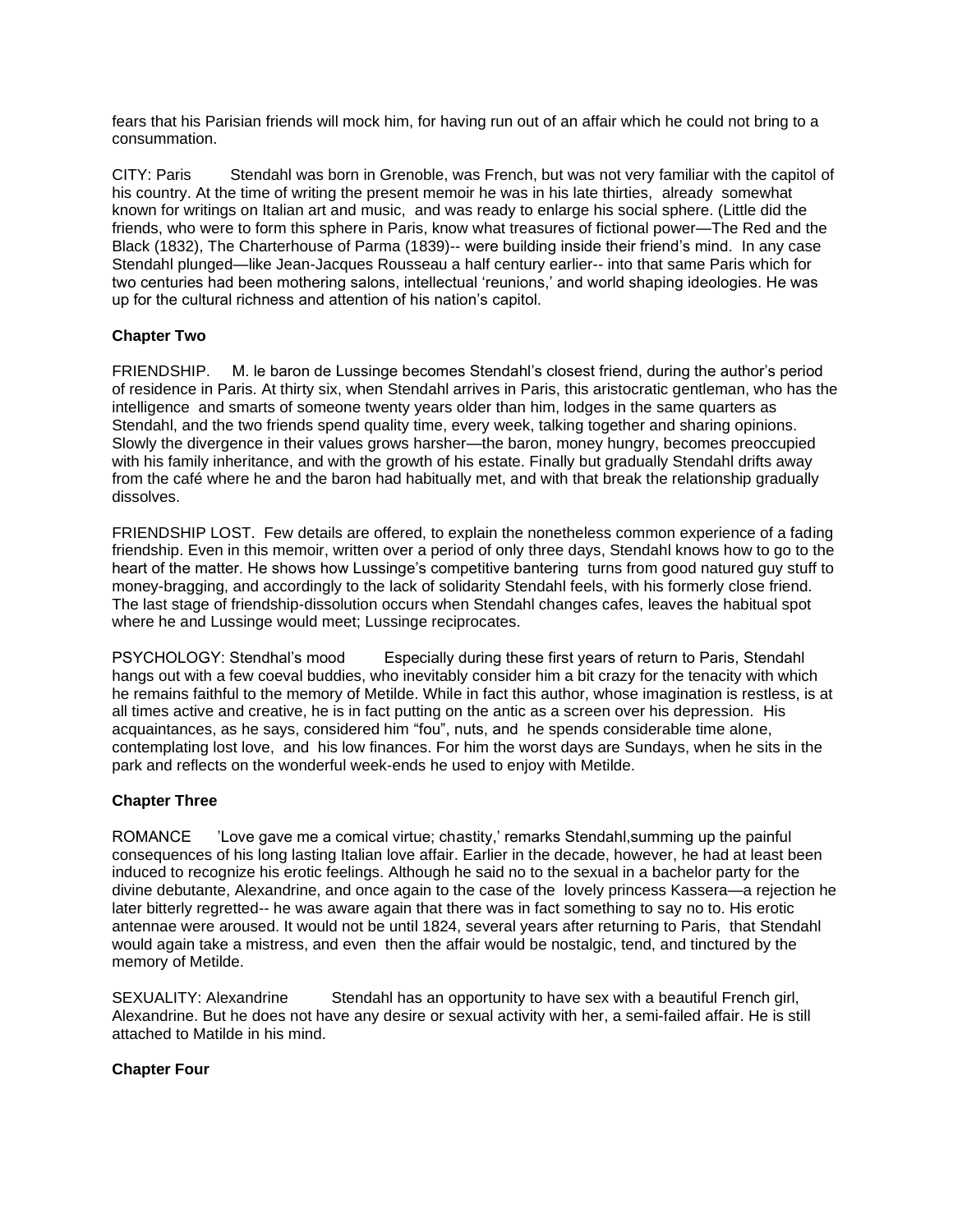fears that his Parisian friends will mock him, for having run out of an affair which he could not bring to a consummation.

CITY: Paris Stendahl was born in Grenoble, was French, but was not very familiar with the capitol of his country. At the time of writing the present memoir he was in his late thirties, already somewhat known for writings on Italian art and music, and was ready to enlarge his social sphere. (Little did the friends, who were to form this sphere in Paris, know what treasures of fictional power—The Red and the Black (1832), The Charterhouse of Parma (1839)-- were building inside their friend's mind. In any case Stendahl plunged—like Jean-Jacques Rousseau a half century earlier-- into that same Paris which for two centuries had been mothering salons, intellectual 'reunions,' and world shaping ideologies. He was up for the cultural richness and attention of his nation's capitol.

**Chapter Two**

FRIENDSHIP. M. le baron de Lussinge becomes Stendahl's closest friend, during the author's period of residence in Paris. At thirty six, when Stendahl arrives in Paris, this aristocratic gentleman, who has the intelligence and smarts of someone twenty years older than him, lodges in the same quarters as Stendahl, and the two friends spend quality time, every week, talking together and sharing opinions. Slowly the divergence in their values grows harsher—the baron, money hungry, becomes preoccupied with his family inheritance, and with the growth of his estate. Finally but gradually Stendahl drifts away from the café where he and the baron had habitually met, and with that break the relationship gradually dissolves.

FRIENDSHIP LOST. Few details are offered, to explain the nonetheless common experience of a fading friendship. Even in this memoir, written over a period of only three days, Stendahl knows how to go to the heart of the matter. He shows how Lussinge's competitive bantering turns from good natured guy stuff to money-bragging, and accordingly to the lack of solidarity Stendahl feels, with his formerly close friend. The last stage of friendship-dissolution occurs when Stendahl changes cafes, leaves the habitual spot where he and Lussinge would meet; Lussinge reciprocates.

PSYCHOLOGY: Stendhal's mood Especially during these first years of return to Paris, Stendahl hangs out with a few coeval buddies, who inevitably consider him a bit crazy for the tenacity with which he remains faithful to the memory of Metilde. While in fact this author, whose imagination is restless, is at all times active and creative, he is in fact putting on the antic as a screen over his depression. His acquaintances, as he says, considered him "fou", nuts, and he spends considerable time alone, contemplating lost love, and his low finances. For him the worst days are Sundays, when he sits in the park and reflects on the wonderful week-ends he used to enjoy with Metilde.

**Chapter Three**

ROMANCE 'Love gave me a comical virtue; chastity,' remarks Stendahl,summing up the painful consequences of his long lasting Italian love affair. Earlier in the decade, however, he had at least been induced to recognize his erotic feelings. Although he said no to the sexual in a bachelor party for the divine debutante, Alexandrine, and once again to the case of the lovely princess Kassera—a rejection he later bitterly regretted-- he was aware again that there was in fact something to say no to. His erotic antennae were aroused. It would not be until 1824, several years after returning to Paris, that Stendahl would again take a mistress, and even then the affair would be nostalgic, tend, and tinctured by the memory of Metilde.

SEXUALITY: Alexandrine Stendahl has an opportunity to have sex with a beautiful French girl, Alexandrine. But he does not have any desire or sexual activity with her, a semi-failed affair. He is still attached to Matilde in his mind.

**Chapter Four**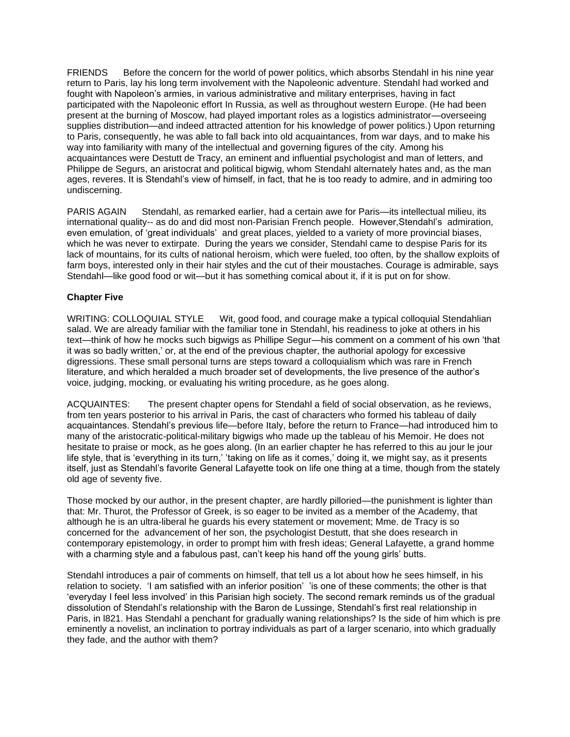FRIENDS Before the concern for the world of power politics, which absorbs Stendahl in his nine year return to Paris, lay his long term involvement with the Napoleonic adventure. Stendahl had worked and fought with Napoleon's armies, in various administrative and military enterprises, having in fact participated with the Napoleonic effort In Russia, as well as throughout western Europe. (He had been present at the burning of Moscow, had played important roles as a logistics administrator—overseeing supplies distribution—and indeed attracted attention for his knowledge of power politics.) Upon returning to Paris, consequently, he was able to fall back into old acquaintances, from war days, and to make his way into familiarity with many of the intellectual and governing figures of the city. Among his acquaintances were Destutt de Tracy, an eminent and influential psychologist and man of letters, and Philippe de Segurs, an aristocrat and political bigwig, whom Stendahl alternately hates and, as the man ages, reveres. It is Stendahl's view of himself, in fact, that he is too ready to admire, and in admiring too undiscerning.

PARIS AGAIN Stendahl, as remarked earlier, had a certain awe for Paris—its intellectual milieu, its international quality-- as do and did most non-Parisian French people. However,Stendahl's admiration, even emulation, of 'great individuals' and great places, yielded to a variety of more provincial biases, which he was never to extirpate. During the years we consider, Stendahl came to despise Paris for its lack of mountains, for its cults of national heroism, which were fueled, too often, by the shallow exploits of farm boys, interested only in their hair styles and the cut of their moustaches. Courage is admirable, says Stendahl—like good food or wit—but it has something comical about it, if it is put on for show.

**Chapter Five**

WRITING: COLLOQUIAL STYLE Wit, good food, and courage make a typical colloquial Stendahlian salad. We are already familiar with the familiar tone in Stendahl, his readiness to joke at others in his text—think of how he mocks such bigwigs as Phillipe Segur—his comment on a comment of his own 'that it was so badly written,' or, at the end of the previous chapter, the authorial apology for excessive digressions. These small personal turns are steps toward a colloquialism which was rare in French literature, and which heralded a much broader set of developments, the live presence of the author's voice, judging, mocking, or evaluating his writing procedure, as he goes along.

ACQUAINTES: The present chapter opens for Stendahl a field of social observation, as he reviews, from ten years posterior to his arrival in Paris, the cast of characters who formed his tableau of daily acquaintances. Stendahl's previous life—before Italy, before the return to France—had introduced him to many of the aristocratic-political-military bigwigs who made up the tableau of his Memoir. He does not hesitate to praise or mock, as he goes along. (In an earlier chapter he has referred to this au jour le jour life style, that is 'everything in its turn,' 'taking on life as it comes,' doing it, we might say, as it presents itself, just as Stendahl's favorite General Lafayette took on life one thing at a time, though from the stately old age of seventy five.

Those mocked by our author, in the present chapter, are hardly pilloried—the punishment is lighter than that: Mr. Thurot, the Professor of Greek, is so eager to be invited as a member of the Academy, that although he is an ultra-liberal he guards his every statement or movement; Mme. de Tracy is so concerned for the advancement of her son, the psychologist Destutt, that she does research in contemporary epistemology, in order to prompt him with fresh ideas; General Lafayette, a grand homme with a charming style and a fabulous past, can't keep his hand off the young girls' butts.

Stendahl introduces a pair of comments on himself, that tell us a lot about how he sees himself, in his relation to society. 'I am satisfied with an inferior position' 'is one of these comments; the other is that 'everyday I feel less involved' in this Parisian high society. The second remark reminds us of the gradual dissolution of Stendahl's relationship with the Baron de Lussinge, Stendahl's first real relationship in Paris, in l821. Has Stendahl a penchant for gradually waning relationships? Is the side of him which is pre eminently a novelist, an inclination to portray individuals as part of a larger scenario, into which gradually they fade, and the author with them?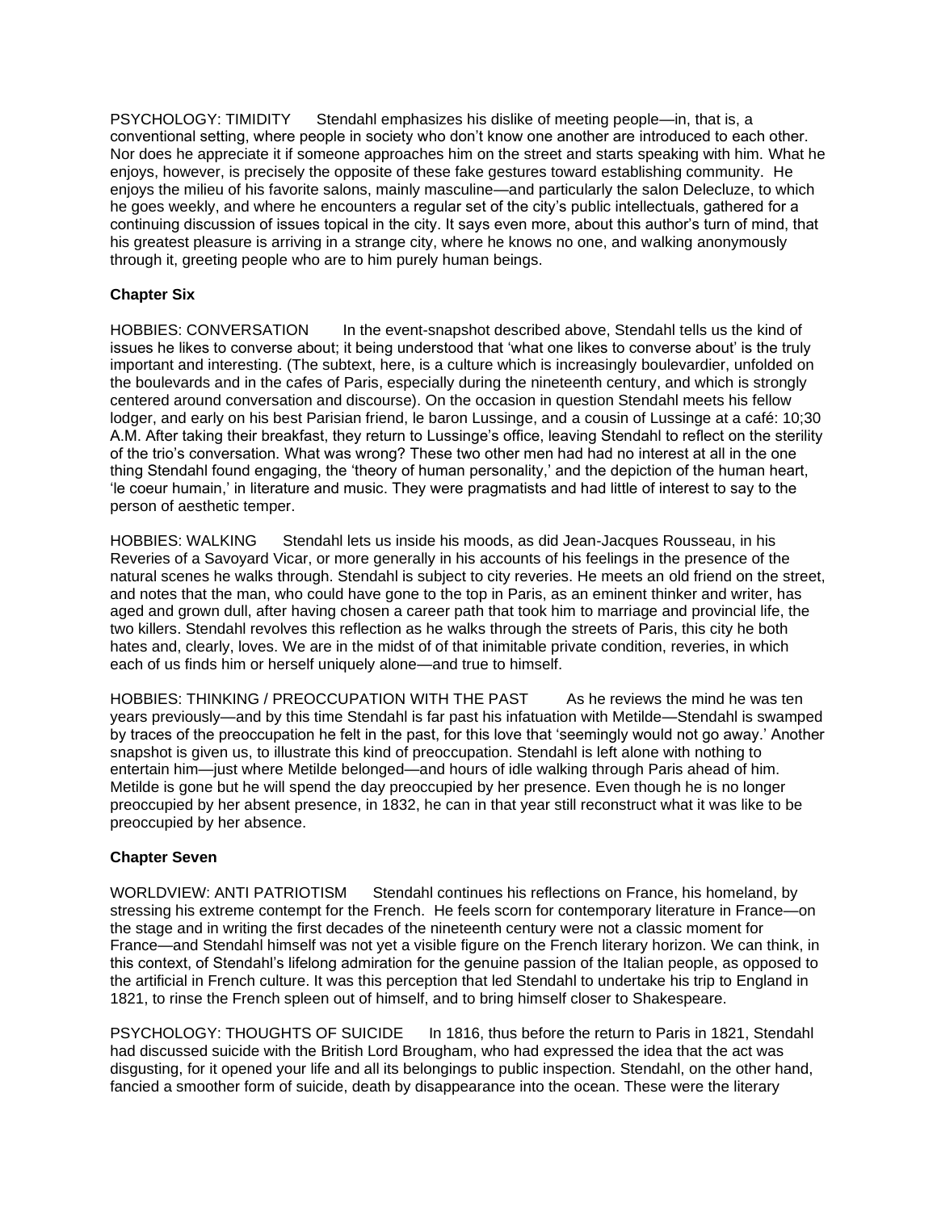PSYCHOLOGY: TIMIDITY Stendahl emphasizes his dislike of meeting people—in, that is, a conventional setting, where people in society who don't know one another are introduced to each other. Nor does he appreciate it if someone approaches him on the street and starts speaking with him. What he enjoys, however, is precisely the opposite of these fake gestures toward establishing community. He enjoys the milieu of his favorite salons, mainly masculine—and particularly the salon Delecluze, to which he goes weekly, and where he encounters a regular set of the city's public intellectuals, gathered for a continuing discussion of issues topical in the city. It says even more, about this author's turn of mind, that his greatest pleasure is arriving in a strange city, where he knows no one, and walking anonymously through it, greeting people who are to him purely human beings.

**Chapter Six**

HOBBIES: CONVERSATION In the event-snapshot described above, Stendahl tells us the kind of issues he likes to converse about; it being understood that 'what one likes to converse about' is the truly important and interesting. (The subtext, here, is a culture which is increasingly boulevardier, unfolded on the boulevards and in the cafes of Paris, especially during the nineteenth century, and which is strongly centered around conversation and discourse). On the occasion in question Stendahl meets his fellow lodger, and early on his best Parisian friend, le baron Lussinge, and a cousin of Lussinge at a café: 10;30 A.M. After taking their breakfast, they return to Lussinge's office, leaving Stendahl to reflect on the sterility of the trio's conversation. What was wrong? These two other men had had no interest at all in the one thing Stendahl found engaging, the 'theory of human personality,' and the depiction of the human heart, 'le coeur humain,' in literature and music. They were pragmatists and had little of interest to say to the person of aesthetic temper.

HOBBIES: WALKING Stendahl lets us inside his moods, as did Jean-Jacques Rousseau, in his Reveries of a Savoyard Vicar, or more generally in his accounts of his feelings in the presence of the natural scenes he walks through. Stendahl is subject to city reveries. He meets an old friend on the street, and notes that the man, who could have gone to the top in Paris, as an eminent thinker and writer, has aged and grown dull, after having chosen a career path that took him to marriage and provincial life, the two killers. Stendahl revolves this reflection as he walks through the streets of Paris, this city he both hates and, clearly, loves. We are in the midst of of that inimitable private condition, reveries, in which each of us finds him or herself uniquely alone—and true to himself.

HOBBIES: THINKING / PREOCCUPATION WITH THE PAST As he reviews the mind he was ten years previously—and by this time Stendahl is far past his infatuation with Metilde—Stendahl is swamped by traces of the preoccupation he felt in the past, for this love that 'seemingly would not go away.' Another snapshot is given us, to illustrate this kind of preoccupation. Stendahl is left alone with nothing to entertain him—just where Metilde belonged—and hours of idle walking through Paris ahead of him. Metilde is gone but he will spend the day preoccupied by her presence. Even though he is no longer preoccupied by her absent presence, in 1832, he can in that year still reconstruct what it was like to be preoccupied by her absence.

**Chapter Seven**

WORLDVIEW: ANTI PATRIOTISM Stendahl continues his reflections on France, his homeland, by stressing his extreme contempt for the French. He feels scorn for contemporary literature in France—on the stage and in writing the first decades of the nineteenth century were not a classic moment for France—and Stendahl himself was not yet a visible figure on the French literary horizon. We can think, in this context, of Stendahl's lifelong admiration for the genuine passion of the Italian people, as opposed to the artificial in French culture. It was this perception that led Stendahl to undertake his trip to England in 1821, to rinse the French spleen out of himself, and to bring himself closer to Shakespeare.

PSYCHOLOGY: THOUGHTS OF SUICIDE In 1816, thus before the return to Paris in 1821, Stendahl had discussed suicide with the British Lord Brougham, who had expressed the idea that the act was disgusting, for it opened your life and all its belongings to public inspection. Stendahl, on the other hand, fancied a smoother form of suicide, death by disappearance into the ocean. These were the literary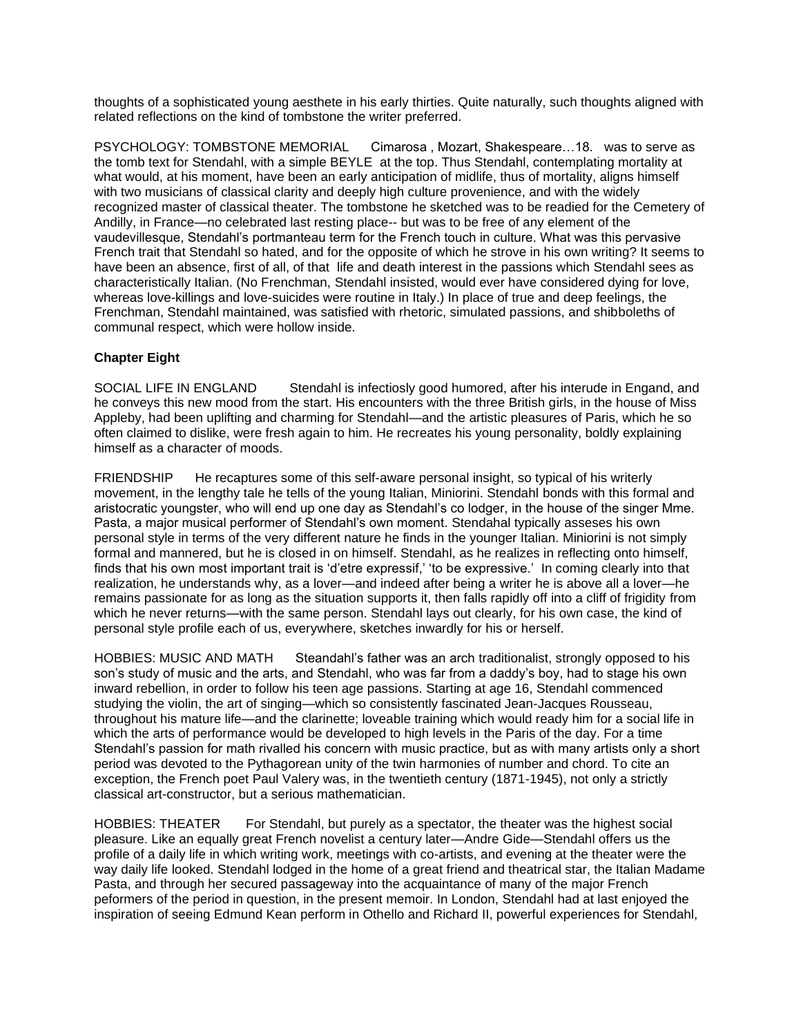thoughts of a sophisticated young aesthete in his early thirties. Quite naturally, such thoughts aligned with related reflections on the kind of tombstone the writer preferred.

PSYCHOLOGY: TOMBSTONE MEMORIAL Cimarosa , Mozart, Shakespeare…18. was to serve as the tomb text for Stendahl, with a simple BEYLE at the top. Thus Stendahl, contemplating mortality at what would, at his moment, have been an early anticipation of midlife, thus of mortality, aligns himself with two musicians of classical clarity and deeply high culture provenience, and with the widely recognized master of classical theater. The tombstone he sketched was to be readied for the Cemetery of Andilly, in France—no celebrated last resting place-- but was to be free of any element of the vaudevillesque, Stendahl's portmanteau term for the French touch in culture. What was this pervasive French trait that Stendahl so hated, and for the opposite of which he strove in his own writing? It seems to have been an absence, first of all, of that life and death interest in the passions which Stendahl sees as characteristically Italian. (No Frenchman, Stendahl insisted, would ever have considered dying for love, whereas love-killings and love-suicides were routine in Italy.) In place of true and deep feelings, the Frenchman, Stendahl maintained, was satisfied with rhetoric, simulated passions, and shibboleths of communal respect, which were hollow inside.

## Chapter Eight

SOCIAL LIFE IN ENGLAND Stendahl is infectiosly good humored, after his interude in Engand, and he conveys this new mood from the start. His encounters with the three British girls, in the house of Miss Appleby, had been uplifting and charming for Stendahl—and the artistic pleasures of Paris, which he so often claimed to dislike, were fresh again to him. He recreates his young personality, boldly explaining himself as a character of moods.

FRIENDSHIP He recaptures some of this self-aware personal insight, so typical of his writerly movement, in the lengthy tale he tells of the young Italian, Miniorini. Stendahl bonds with this formal and aristocratic youngster, who will end up one day as Stendahl's co lodger, in the house of the singer Mme. Pasta, a major musical performer of Stendahl's own moment. Stendahal typically asseses his own personal style in terms of the very different nature he finds in the younger Italian. Miniorini is not simply formal and mannered, but he is closed in on himself. Stendahl, as he realizes in reflecting onto himself, finds that his own most important trait is 'd'etre expressif,' 'to be expressive.' In coming clearly into that realization, he understands why, as a lover—and indeed after being a writer he is above all a lover—he remains passionate for as long as the situation supports it, then falls rapidly off into a cliff of frigidity from which he never returns—with the same person. Stendahl lays out clearly, for his own case, the kind of personal style profile each of us, everywhere, sketches inwardly for his or herself.

HOBBIES: MUSIC AND MATH Steandahl's father was an arch traditionalist, strongly opposed to his son's study of music and the arts, and Stendahl, who was far from a daddy's boy, had to stage his own inward rebellion, in order to follow his teen age passions. Starting at age 16, Stendahl commenced studying the violin, the art of singing—which so consistently fascinated Jean-Jacques Rousseau, throughout his mature life—and the clarinette; loveable training which would ready him for a social life in which the arts of performance would be developed to high levels in the Paris of the day. For a time Stendahl's passion for math rivalled his concern with music practice, but as with many artists only a short period was devoted to the Pythagorean unity of the twin harmonies of number and chord. To cite an exception, the French poet Paul Valery was, in the twentieth century (1871-1945), not only a strictly classical art-constructor, but a serious mathematician.

HOBBIES: THEATER For Stendahl, but purely as a spectator, the theater was the highest social pleasure. Like an equally great French novelist a century later—Andre Gide—Stendahl offers us the profile of a daily life in which writing work, meetings with co-artists, and evening at the theater were the way daily life looked. Stendahl lodged in the home of a great friend and theatrical star, the Italian Madame Pasta, and through her secured passageway into the acquaintance of many of the major French peformers of the period in question, in the present memoir. In London, Stendahl had at last enjoyed the inspiration of seeing Edmund Kean perform in Othello and Richard II, powerful experiences for Stendahl,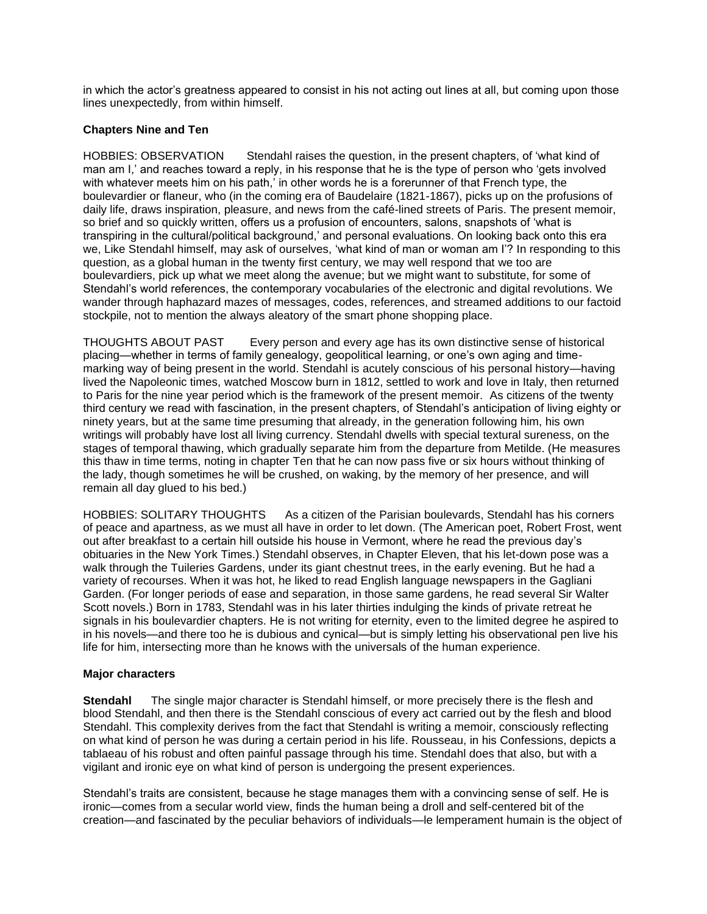in which the actor's greatness appeared to consist in his not acting out lines at all, but coming upon those lines unexpectedly, from within himself.

**Chapters Nine and Ten**

HOBBIES: OBSERVATION Stendahl raises the question, in the present chapters, of 'what kind of man am I,' and reaches toward a reply, in his response that he is the type of person who 'gets involved with whatever meets him on his path,' in other words he is a forerunner of that French type, the boulevardier or flaneur, who (in the coming era of Baudelaire (1821-1867), picks up on the profusions of daily life, draws inspiration, pleasure, and news from the café-lined streets of Paris. The present memoir, so brief and so quickly written, offers us a profusion of encounters, salons, snapshots of 'what is transpiring in the cultural/political background,' and personal evaluations. On looking back onto this era we, Like Stendahl himself, may ask of ourselves, 'what kind of man or woman am I'? In responding to this question, as a global human in the twenty first century, we may well respond that we too are boulevardiers, pick up what we meet along the avenue; but we might want to substitute, for some of Stendahl's world references, the contemporary vocabularies of the electronic and digital revolutions. We wander through haphazard mazes of messages, codes, references, and streamed additions to our factoid stockpile, not to mention the always aleatory of the smart phone shopping place.

THOUGHTS ABOUT PAST Every person and every age has its own distinctive sense of historical placing—whether in terms of family genealogy, geopolitical learning, or one's own aging and time-marking way of being present in the world. Stendahl is acutely conscious of his personal history—having lived the Napoleonic times, watched Moscow burn in 1812, settled to work and love in Italy, then returned to Paris for the nine year period which is the framework of the present memoir. As citizens of the twenty third century we read with fascination, in the present chapters, of Stendahl's anticipation of living eighty or ninety years, but at the same time presuming that already, in the generation following him, his own writings will probably have lost all living currency. Stendahl dwells with special textural sureness, on the stages of temporal thawing, which gradually separate him from the departure from Metilde. (He measures this thaw in time terms, noting in chapter Ten that he can now pass five or six hours without thinking of the lady, though sometimes he will be crushed, on waking, by the memory of her presence, and will remain all day glued to his bed.)

HOBBIES: SOLITARY THOUGHTS As a citizen of the Parisian boulevards, Stendahl has his corners of peace and apartness, as we must all have in order to let down. (The American poet, Robert Frost, went out after breakfast to a certain hill outside his house in Vermont, where he read the previous day's obituaries in the New York Times.) Stendahl observes, in Chapter Eleven, that his let-down pose was a walk through the Tuileries Gardens, under its giant chestnut trees, in the early evening. But he had a variety of recourses. When it was hot, he liked to read English language newspapers in the Gagliani Garden. (For longer periods of ease and separation, in those same gardens, he read several Sir Walter Scott novels.) Born in 1783, Stendahl was in his later thirties indulging the kinds of private retreat he signals in his boulevardier chapters. He is not writing for eternity, even to the limited degree he aspired to in his novels—and there too he is dubious and cynical—but is simply letting his observational pen live his life for him, intersecting more than he knows with the universals of the human experience.

**Major characters**

**Stendahl** The single major character is Stendahl himself, or more precisely there is the flesh and blood Stendahl, and then there is the Stendahl conscious of every act carried out by the flesh and blood Stendahl. This complexity derives from the fact that Stendahl is writing a memoir, consciously reflecting on what kind of person he was during a certain period in his life. Rousseau, in his Confessions, depicts a tablaeau of his robust and often painful passage through his time. Stendahl does that also, but with a vigilant and ironic eye on what kind of person is undergoing the present experiences.

Stendahl's traits are consistent, because he stage manages them with a convincing sense of self. He is ironic—comes from a secular world view, finds the human being a droll and self-centered bit of the creation—and fascinated by the peculiar behaviors of individuals—le lemperament humain is the object of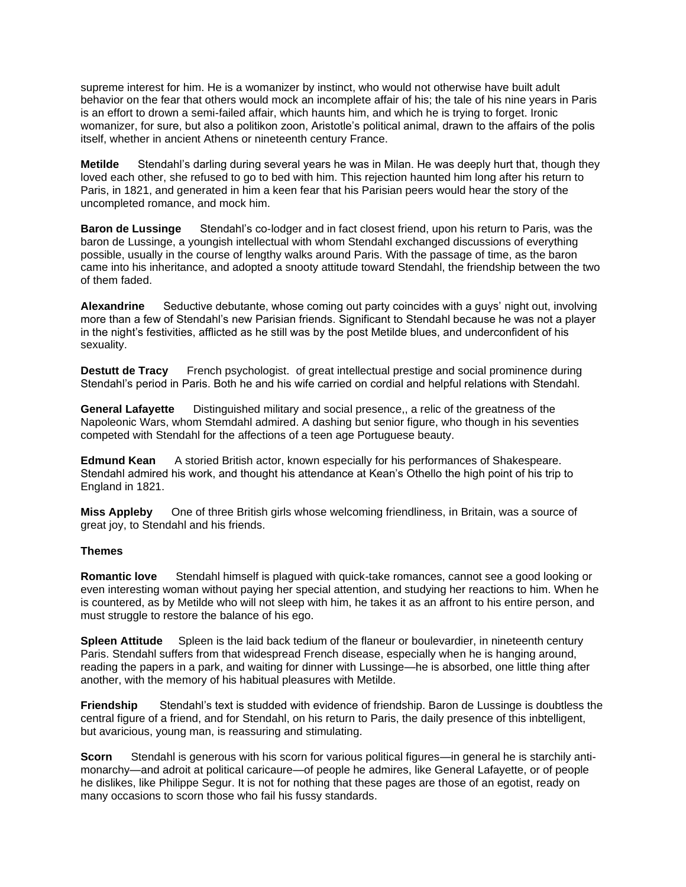supreme interest for him. He is a womanizer by instinct, who would not otherwise have built adult behavior on the fear that others would mock an incomplete affair of his; the tale of his nine years in Paris is an effort to drown a semi-failed affair, which haunts him, and which he is trying to forget. Ironic womanizer, for sure, but also a politikon zoon, Aristotle's political animal, drawn to the affairs of the polis itself, whether in ancient Athens or nineteenth century France.

**Metilde** Stendahl's darling during several years he was in Milan. He was deeply hurt that, though they loved each other, she refused to go to bed with him. This rejection haunted him long after his return to Paris, in 1821, and generated in him a keen fear that his Parisian peers would hear the story of the uncompleted romance, and mock him.

**Baron de Lussinge** Stendahl's co-lodger and in fact closest friend, upon his return to Paris, was the baron de Lussinge, a youngish intellectual with whom Stendahl exchanged discussions of everything possible, usually in the course of lengthy walks around Paris. With the passage of time, as the baron came into his inheritance, and adopted a snooty attitude toward Stendahl, the friendship between the two of them faded.

**Alexandrine** Seductive debutante, whose coming out party coincides with a guys' night out, involving more than a few of Stendahl's new Parisian friends. Significant to Stendahl because he was not a player in the night's festivities, afflicted as he still was by the post Metilde blues, and underconfident of his sexuality.

**Destutt de Tracy** French psychologist. of great intellectual prestige and social prominence during Stendahl's period in Paris. Both he and his wife carried on cordial and helpful relations with Stendahl.

**General Lafayette** Distinguished military and social presence,, a relic of the greatness of the Napoleonic Wars, whom Stemdahl admired. A dashing but senior figure, who though in his seventies competed with Stendahl for the affections of a teen age Portuguese beauty.

**Edmund Kean** A storied British actor, known especially for his performances of Shakespeare. Stendahl admired his work, and thought his attendance at Kean's Othello the high point of his trip to England in 1821.

**Miss Appleby** One of three British girls whose welcoming friendliness, in Britain, was a source of great joy, to Stendahl and his friends.

**Themes**

**Romantic love** Stendahl himself is plagued with quick-take romances, cannot see a good looking or even interesting woman without paying her special attention, and studying her reactions to him. When he is countered, as by Metilde who will not sleep with him, he takes it as an affront to his entire person, and must struggle to restore the balance of his ego.

**Spleen Attitude** Spleen is the laid back tedium of the flaneur or boulevardier, in nineteenth century Paris. Stendahl suffers from that widespread French disease, especially when he is hanging around, reading the papers in a park, and waiting for dinner with Lussinge—he is absorbed, one little thing after another, with the memory of his habitual pleasures with Metilde.

**Friendship** Stendahl's text is studded with evidence of friendship. Baron de Lussinge is doubtless the central figure of a friend, and for Stendahl, on his return to Paris, the daily presence of this inbtelligent, but avaricious, young man, is reassuring and stimulating.

**Scorn** Stendahl is generous with his scorn for various political figures—in general he is starchily anti-monarchy—and adroit at political caricaure—of people he admires, like General Lafayette, or of people he dislikes, like Philippe Segur. It is not for nothing that these pages are those of an egotist, ready on many occasions to scorn those who fail his fussy standards.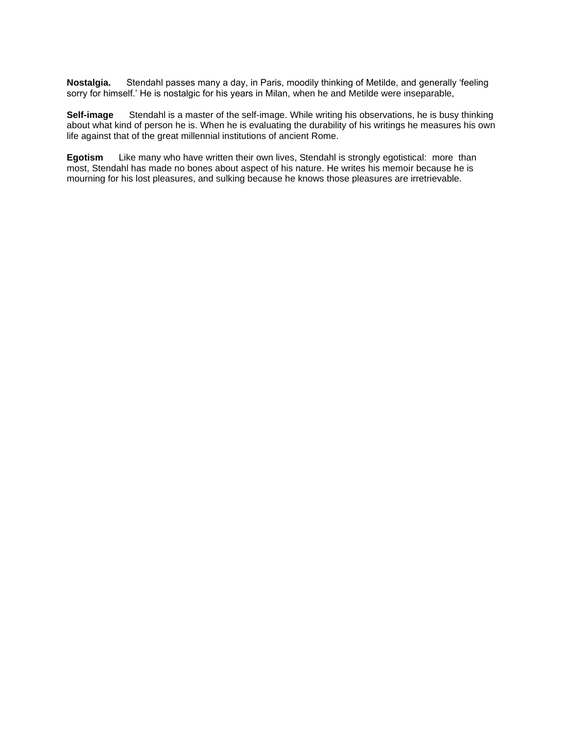**Nostalgia.** Stendahl passes many a day, in Paris, moodily thinking of Metilde, and generally 'feeling sorry for himself.' He is nostalgic for his years in Milan, when he and Metilde were inseparable,

**Self-image** Stendahl is a master of the self-image. While writing his observations, he is busy thinking about what kind of person he is. When he is evaluating the durability of his writings he measures his own life against that of the great millennial institutions of ancient Rome.

**Egotism** Like many who have written their own lives, Stendahl is strongly egotistical: more than most, Stendahl has made no bones about aspect of his nature. He writes his memoir because he is mourning for his lost pleasures, and sulking because he knows those pleasures are irretrievable.